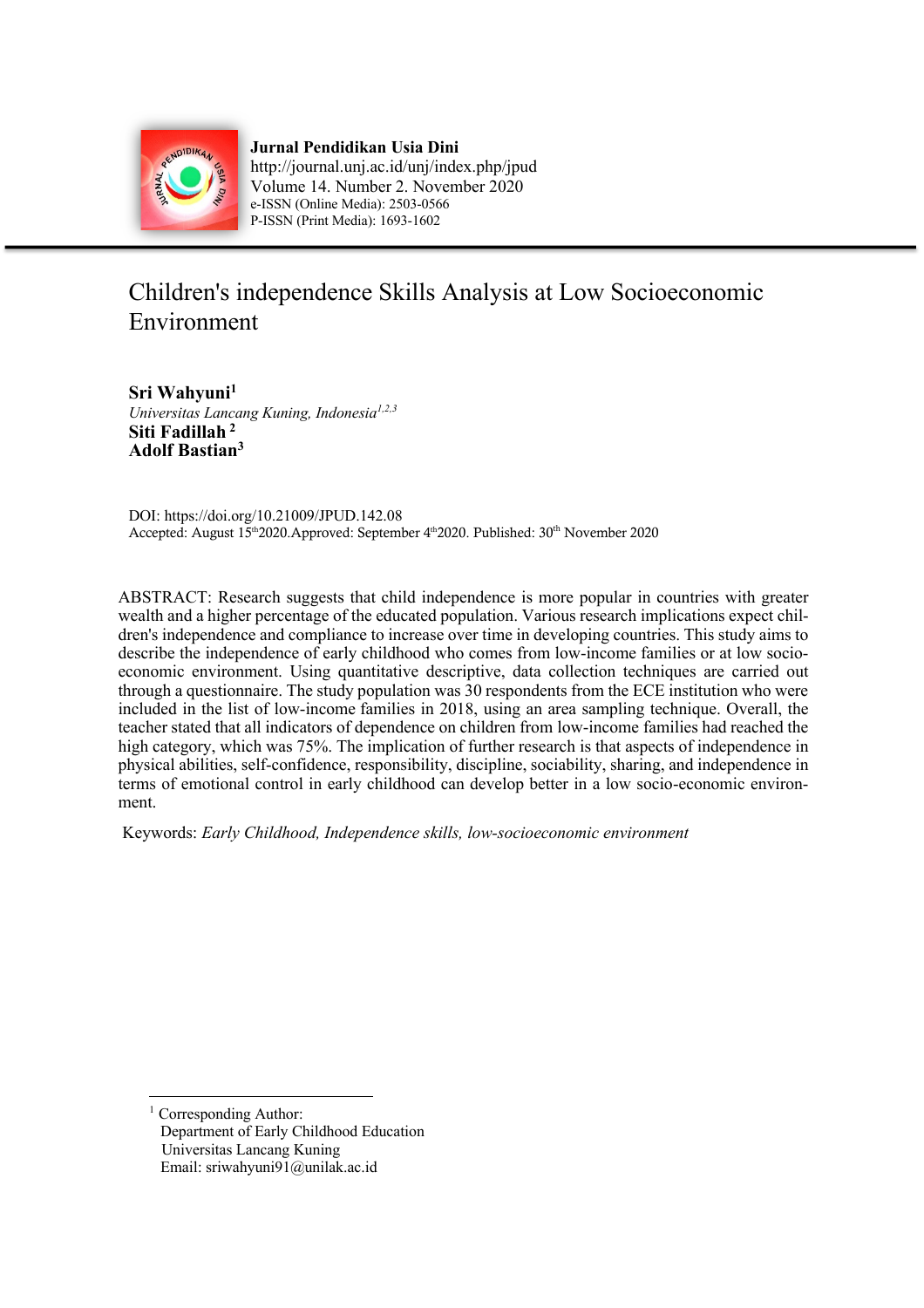**Jurnal Pendidikan Usia Dini**
http://journal.unj.ac.id/unj/index.php/jpud
Volume 14. Number 2. November 2020
e-ISSN (Online Media): 2503-0566
P-ISSN (Print Media): 1693-1602

# Children's independence Skills Analysis at Low Socioeconomic Environment

**Sri Wahyuni**[1]
*Universitas Lancang Kuning, Indonesia*[1,2,3]
**Siti Fadillah** [2]
**Adolf Bastian**[3]

DOI: https://doi.org/10.21009/JPUD.142.08
Accepted: August 15th 2020. Approved: September 4th 2020. Published: 30th November 2020

ABSTRACT: Research suggests that child independence is more popular in countries with greater wealth and a higher percentage of the educated population. Various research implications expect children's independence and compliance to increase over time in developing countries. This study aims to describe the independence of early childhood who comes from low-income families or at low socio-economic environment. Using quantitative descriptive, data collection techniques are carried out through a questionnaire. The study population was 30 respondents from the ECE institution who were included in the list of low-income families in 2018, using an area sampling technique. Overall, the teacher stated that all indicators of dependence on children from low-income families had reached the high category, which was 75%. The implication of further research is that aspects of independence in physical abilities, self-confidence, responsibility, discipline, sociability, sharing, and independence in terms of emotional control in early childhood can develop better in a low socio-economic environment.

Keywords: *Early Childhood, Independence skills, low-socioeconomic environment*

---

[1] Corresponding Author:
Department of Early Childhood Education
Universitas Lancang Kuning
Email: sriwahyuni91@unilak.ac.id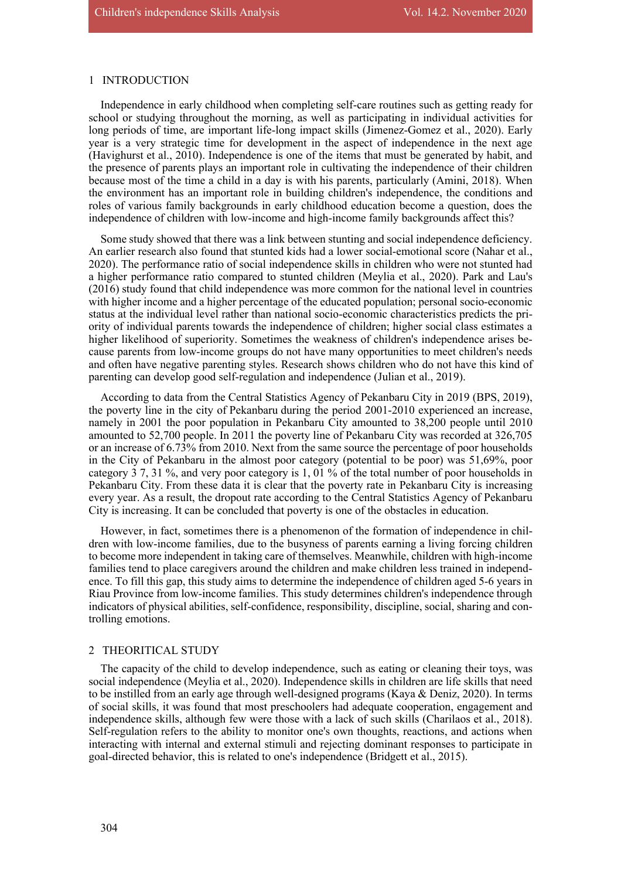## 1 INTRODUCTION

Independence in early childhood when completing self-care routines such as getting ready for school or studying throughout the morning, as well as participating in individual activities for long periods of time, are important life-long impact skills (Jimenez-Gomez et al., 2020). Early year is a very strategic time for development in the aspect of independence in the next age (Havighurst et al., 2010). Independence is one of the items that must be generated by habit, and the presence of parents plays an important role in cultivating the independence of their children because most of the time a child in a day is with his parents, particularly (Amini, 2018). When the environment has an important role in building children's independence, the conditions and roles of various family backgrounds in early childhood education become a question, does the independence of children with low-income and high-income family backgrounds affect this?

Some study showed that there was a link between stunting and social independence deficiency. An earlier research also found that stunted kids had a lower social-emotional score (Nahar et al., 2020). The performance ratio of social independence skills in children who were not stunted had a higher performance ratio compared to stunted children (Meylia et al., 2020). Park and Lau's (2016) study found that child independence was more common for the national level in countries with higher income and a higher percentage of the educated population; personal socio-economic status at the individual level rather than national socio-economic characteristics predicts the priority of individual parents towards the independence of children; higher social class estimates a higher likelihood of superiority. Sometimes the weakness of children's independence arises because parents from low-income groups do not have many opportunities to meet children's needs and often have negative parenting styles. Research shows children who do not have this kind of parenting can develop good self-regulation and independence (Julian et al., 2019).

According to data from the Central Statistics Agency of Pekanbaru City in 2019 (BPS, 2019), the poverty line in the city of Pekanbaru during the period 2001-2010 experienced an increase, namely in 2001 the poor population in Pekanbaru City amounted to 38,200 people until 2010 amounted to 52,700 people. In 2011 the poverty line of Pekanbaru City was recorded at 326,705 or an increase of 6.73% from 2010. Next from the same source the percentage of poor households in the City of Pekanbaru in the almost poor category (potential to be poor) was 51,69%, poor category 3 7, 31 %, and very poor category is 1, 01 % of the total number of poor households in Pekanbaru City. From these data it is clear that the poverty rate in Pekanbaru City is increasing every year. As a result, the dropout rate according to the Central Statistics Agency of Pekanbaru City is increasing. It can be concluded that poverty is one of the obstacles in education.

However, in fact, sometimes there is a phenomenon of the formation of independence in children with low-income families, due to the busyness of parents earning a living forcing children to become more independent in taking care of themselves. Meanwhile, children with high-income families tend to place caregivers around the children and make children less trained in independence. To fill this gap, this study aims to determine the independence of children aged 5-6 years in Riau Province from low-income families. This study determines children's independence through indicators of physical abilities, self-confidence, responsibility, discipline, social, sharing and controlling emotions.

## 2 THEORITICAL STUDY

The capacity of the child to develop independence, such as eating or cleaning their toys, was social independence (Meylia et al., 2020). Independence skills in children are life skills that need to be instilled from an early age through well-designed programs (Kaya & Deniz, 2020). In terms of social skills, it was found that most preschoolers had adequate cooperation, engagement and independence skills, although few were those with a lack of such skills (Charilaos et al., 2018). Self-regulation refers to the ability to monitor one's own thoughts, reactions, and actions when interacting with internal and external stimuli and rejecting dominant responses to participate in goal-directed behavior, this is related to one's independence (Bridgett et al., 2015).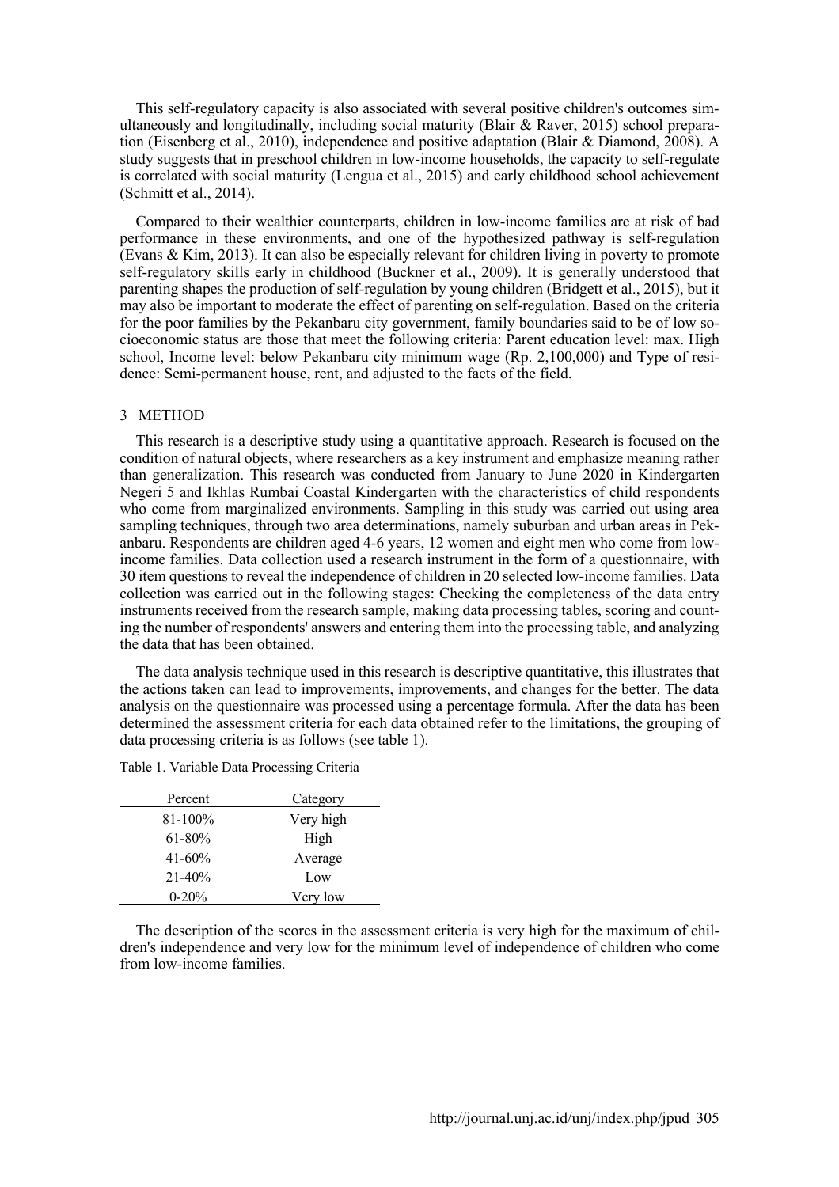This self-regulatory capacity is also associated with several positive children's outcomes simultaneously and longitudinally, including social maturity (Blair & Raver, 2015) school preparation (Eisenberg et al., 2010), independence and positive adaptation (Blair & Diamond, 2008). A study suggests that in preschool children in low-income households, the capacity to self-regulate is correlated with social maturity (Lengua et al., 2015) and early childhood school achievement (Schmitt et al., 2014).

Compared to their wealthier counterparts, children in low-income families are at risk of bad performance in these environments, and one of the hypothesized pathway is self-regulation (Evans & Kim, 2013). It can also be especially relevant for children living in poverty to promote self-regulatory skills early in childhood (Buckner et al., 2009). It is generally understood that parenting shapes the production of self-regulation by young children (Bridgett et al., 2015), but it may also be important to moderate the effect of parenting on self-regulation. Based on the criteria for the poor families by the Pekanbaru city government, family boundaries said to be of low socioeconomic status are those that meet the following criteria: Parent education level: max. High school, Income level: below Pekanbaru city minimum wage (Rp. 2,100,000) and Type of residence: Semi-permanent house, rent, and adjusted to the facts of the field.

## 3 METHOD

This research is a descriptive study using a quantitative approach. Research is focused on the condition of natural objects, where researchers as a key instrument and emphasize meaning rather than generalization. This research was conducted from January to June 2020 in Kindergarten Negeri 5 and Ikhlas Rumbai Coastal Kindergarten with the characteristics of child respondents who come from marginalized environments. Sampling in this study was carried out using area sampling techniques, through two area determinations, namely suburban and urban areas in Pekanbaru. Respondents are children aged 4-6 years, 12 women and eight men who come from low-income families. Data collection used a research instrument in the form of a questionnaire, with 30 item questions to reveal the independence of children in 20 selected low-income families. Data collection was carried out in the following stages: Checking the completeness of the data entry instruments received from the research sample, making data processing tables, scoring and counting the number of respondents' answers and entering them into the processing table, and analyzing the data that has been obtained.

The data analysis technique used in this research is descriptive quantitative, this illustrates that the actions taken can lead to improvements, improvements, and changes for the better. The data analysis on the questionnaire was processed using a percentage formula. After the data has been determined the assessment criteria for each data obtained refer to the limitations, the grouping of data processing criteria is as follows (see table 1).

Table 1. Variable Data Processing Criteria

| Percent | Category |
|---|---|
| 81-100% | Very high |
| 61-80% | High |
| 41-60% | Average |
| 21-40% | Low |
| 0-20% | Very low |

The description of the scores in the assessment criteria is very high for the maximum of children's independence and very low for the minimum level of independence of children who come from low-income families.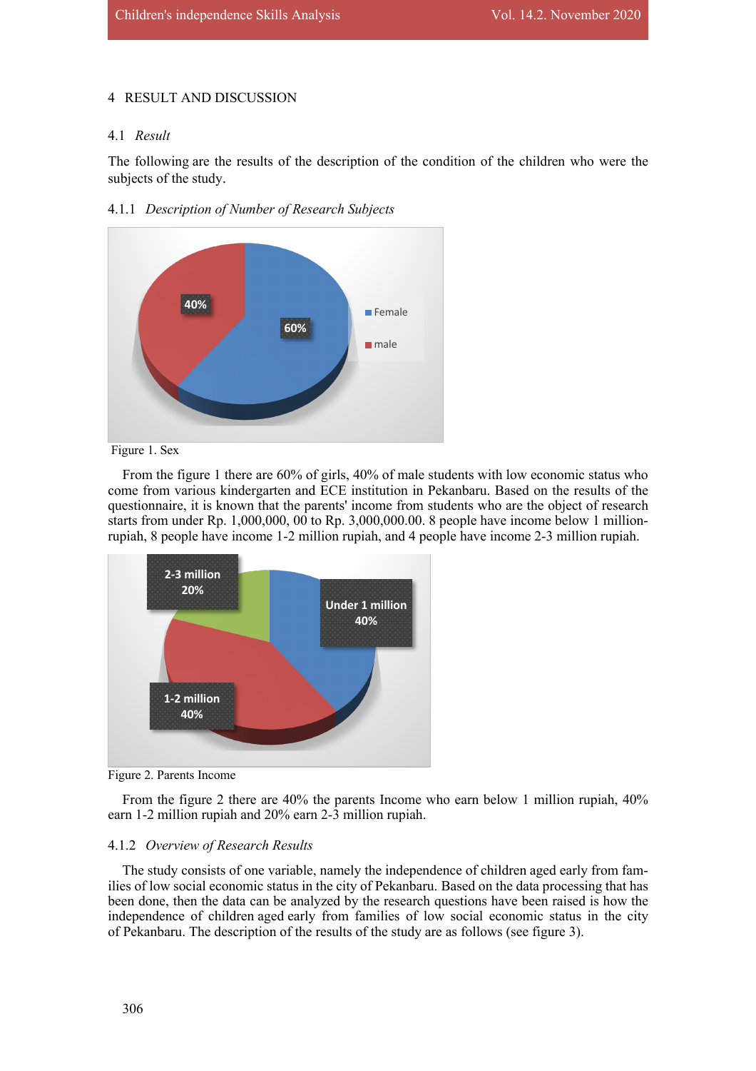## 4 RESULT AND DISCUSSION

### 4.1 *Result*

The following are the results of the description of the condition of the children who were the subjects of the study.

#### 4.1.1 *Description of Number of Research Subjects*

Figure 1. Sex

From the figure 1 there are 60% of girls, 40% of male students with low economic status who come from various kindergarten and ECE institution in Pekanbaru. Based on the results of the questionnaire, it is known that the parents' income from students who are the object of research starts from under Rp. 1,000,000, 00 to Rp. 3,000,000.00. 8 people have income below 1 million-rupiah, 8 people have income 1-2 million rupiah, and 4 people have income 2-3 million rupiah.

Figure 2. Parents Income

From the figure 2 there are 40% the parents Income who earn below 1 million rupiah, 40% earn 1-2 million rupiah and 20% earn 2-3 million rupiah.

#### 4.1.2 *Overview of Research Results*

The study consists of one variable, namely the independence of children aged early from families of low social economic status in the city of Pekanbaru. Based on the data processing that has been done, then the data can be analyzed by the research questions have been raised is how the independence of children aged early from families of low social economic status in the city of Pekanbaru. The description of the results of the study are as follows (see figure 3).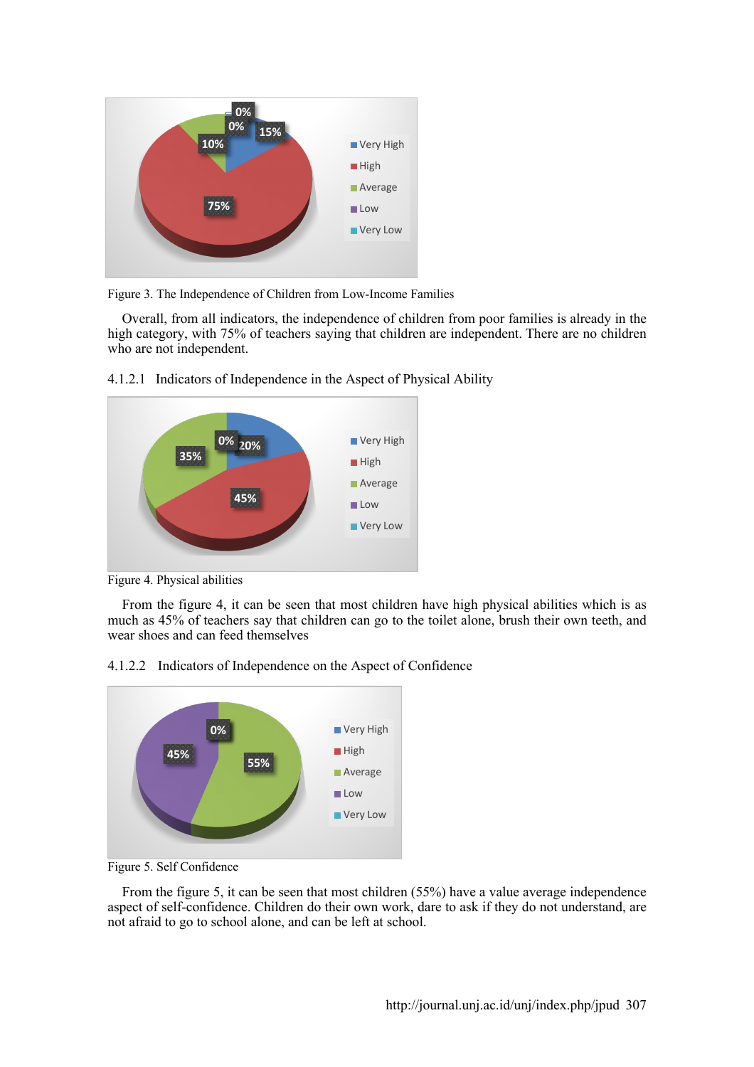Figure 3. The Independence of Children from Low-Income Families

Overall, from all indicators, the independence of children from poor families is already in the high category, with 75% of teachers saying that children are independent. There are no children who are not independent.

4.1.2.1 Indicators of Independence in the Aspect of Physical Ability

Figure 4. Physical abilities

From the figure 4, it can be seen that most children have high physical abilities which is as much as 45% of teachers say that children can go to the toilet alone, brush their own teeth, and wear shoes and can feed themselves

4.1.2.2 Indicators of Independence on the Aspect of Confidence

Figure 5. Self Confidence

From the figure 5, it can be seen that most children (55%) have a value average independence aspect of self-confidence. Children do their own work, dare to ask if they do not understand, are not afraid to go to school alone, and can be left at school.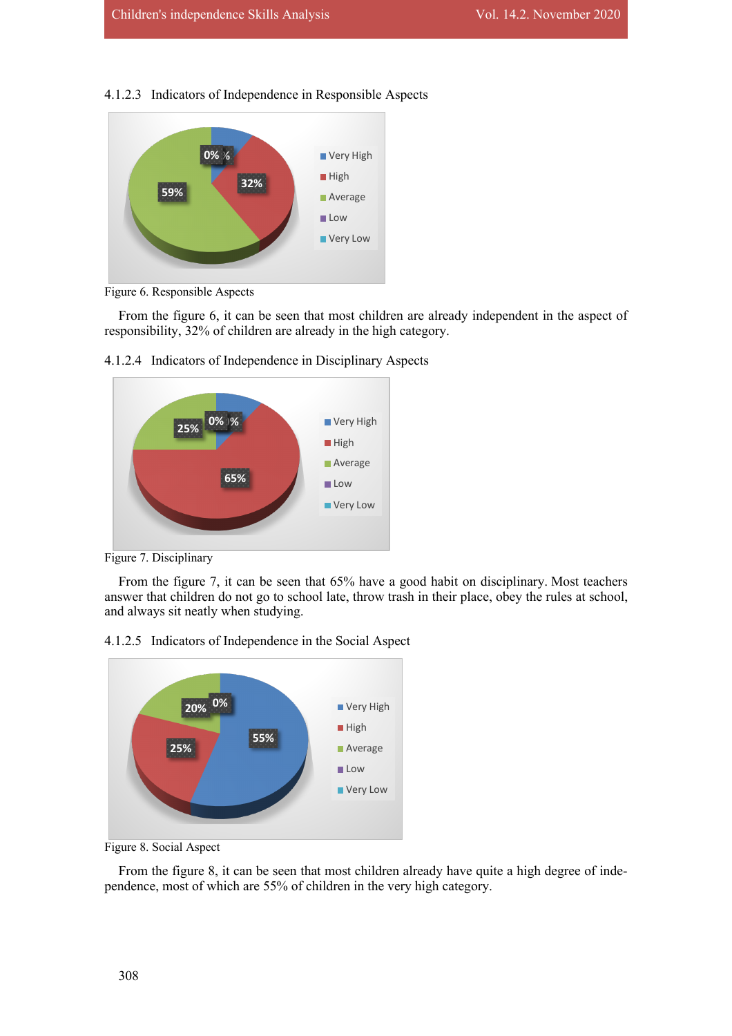#### 4.1.2.3 Indicators of Independence in Responsible Aspects

Figure 6. Responsible Aspects

From the figure 6, it can be seen that most children are already independent in the aspect of responsibility, 32% of children are already in the high category.

#### 4.1.2.4 Indicators of Independence in Disciplinary Aspects

Figure 7. Disciplinary

From the figure 7, it can be seen that 65% have a good habit on disciplinary. Most teachers answer that children do not go to school late, throw trash in their place, obey the rules at school, and always sit neatly when studying.

#### 4.1.2.5 Indicators of Independence in the Social Aspect

Figure 8. Social Aspect

From the figure 8, it can be seen that most children already have quite a high degree of independence, most of which are 55% of children in the very high category.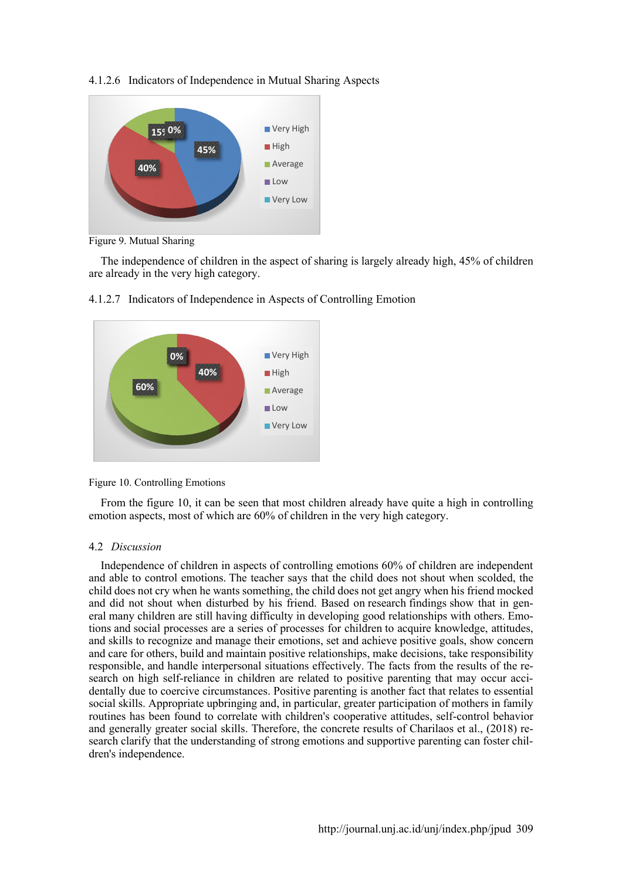### 4.1.2.6 Indicators of Independence in Mutual Sharing Aspects

Figure 9. Mutual Sharing

The independence of children in the aspect of sharing is largely already high, 45% of children are already in the very high category.

### 4.1.2.7 Indicators of Independence in Aspects of Controlling Emotion

Figure 10. Controlling Emotions

From the figure 10, it can be seen that most children already have quite a high in controlling emotion aspects, most of which are 60% of children in the very high category.

## 4.2 *Discussion*

Independence of children in aspects of controlling emotions 60% of children are independent and able to control emotions. The teacher says that the child does not shout when scolded, the child does not cry when he wants something, the child does not get angry when his friend mocked and did not shout when disturbed by his friend. Based on research findings show that in general many children are still having difficulty in developing good relationships with others. Emotions and social processes are a series of processes for children to acquire knowledge, attitudes, and skills to recognize and manage their emotions, set and achieve positive goals, show concern and care for others, build and maintain positive relationships, make decisions, take responsibility responsible, and handle interpersonal situations effectively. The facts from the results of the research on high self-reliance in children are related to positive parenting that may occur accidentally due to coercive circumstances. Positive parenting is another fact that relates to essential social skills. Appropriate upbringing and, in particular, greater participation of mothers in family routines has been found to correlate with children's cooperative attitudes, self-control behavior and generally greater social skills. Therefore, the concrete results of Charilaos et al., (2018) research clarify that the understanding of strong emotions and supportive parenting can foster children's independence.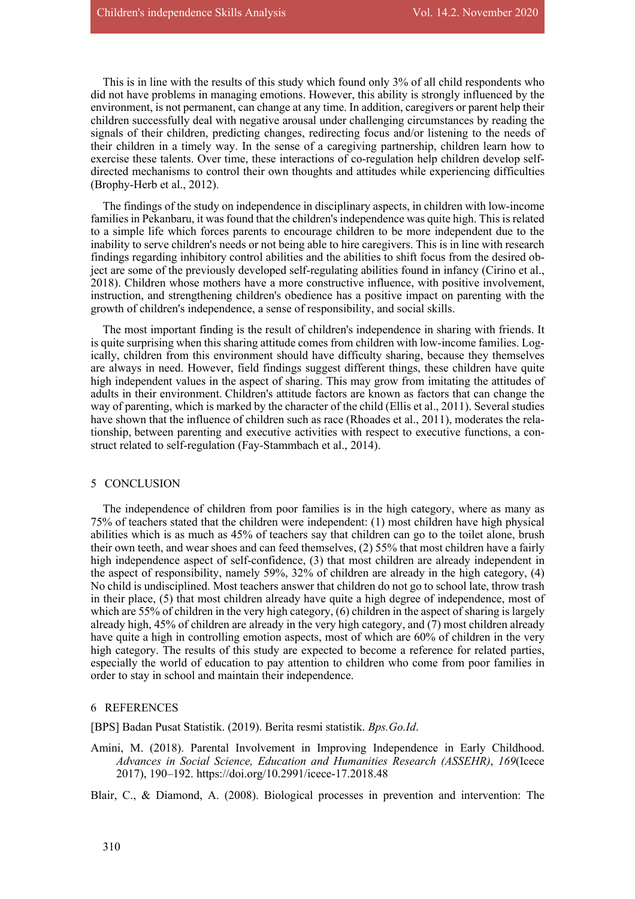This is in line with the results of this study which found only 3% of all child respondents who did not have problems in managing emotions. However, this ability is strongly influenced by the environment, is not permanent, can change at any time. In addition, caregivers or parent help their children successfully deal with negative arousal under challenging circumstances by reading the signals of their children, predicting changes, redirecting focus and/or listening to the needs of their children in a timely way. In the sense of a caregiving partnership, children learn how to exercise these talents. Over time, these interactions of co-regulation help children develop self-directed mechanisms to control their own thoughts and attitudes while experiencing difficulties (Brophy-Herb et al., 2012).

The findings of the study on independence in disciplinary aspects, in children with low-income families in Pekanbaru, it was found that the children's independence was quite high. This is related to a simple life which forces parents to encourage children to be more independent due to the inability to serve children's needs or not being able to hire caregivers. This is in line with research findings regarding inhibitory control abilities and the abilities to shift focus from the desired object are some of the previously developed self-regulating abilities found in infancy (Cirino et al., 2018). Children whose mothers have a more constructive influence, with positive involvement, instruction, and strengthening children's obedience has a positive impact on parenting with the growth of children's independence, a sense of responsibility, and social skills.

The most important finding is the result of children's independence in sharing with friends. It is quite surprising when this sharing attitude comes from children with low-income families. Logically, children from this environment should have difficulty sharing, because they themselves are always in need. However, field findings suggest different things, these children have quite high independent values in the aspect of sharing. This may grow from imitating the attitudes of adults in their environment. Children's attitude factors are known as factors that can change the way of parenting, which is marked by the character of the child (Ellis et al., 2011). Several studies have shown that the influence of children such as race (Rhoades et al., 2011), moderates the relationship, between parenting and executive activities with respect to executive functions, a construct related to self-regulation (Fay-Stammbach et al., 2014).

## 5 CONCLUSION

The independence of children from poor families is in the high category, where as many as 75% of teachers stated that the children were independent: (1) most children have high physical abilities which is as much as 45% of teachers say that children can go to the toilet alone, brush their own teeth, and wear shoes and can feed themselves, (2) 55% that most children have a fairly high independence aspect of self-confidence, (3) that most children are already independent in the aspect of responsibility, namely 59%, 32% of children are already in the high category, (4) No child is undisciplined. Most teachers answer that children do not go to school late, throw trash in their place, (5) that most children already have quite a high degree of independence, most of which are 55% of children in the very high category, (6) children in the aspect of sharing is largely already high, 45% of children are already in the very high category, and (7) most children already have quite a high in controlling emotion aspects, most of which are 60% of children in the very high category. The results of this study are expected to become a reference for related parties, especially the world of education to pay attention to children who come from poor families in order to stay in school and maintain their independence.

## 6 REFERENCES

[BPS] Badan Pusat Statistik. (2019). Berita resmi statistik. *Bps.Go.Id*.

Amini, M. (2018). Parental Involvement in Improving Independence in Early Childhood. *Advances in Social Science, Education and Humanities Research (ASSEHR)*, *169*(Icece 2017), 190–192. https://doi.org/10.2991/icece-17.2018.48

Blair, C., & Diamond, A. (2008). Biological processes in prevention and intervention: The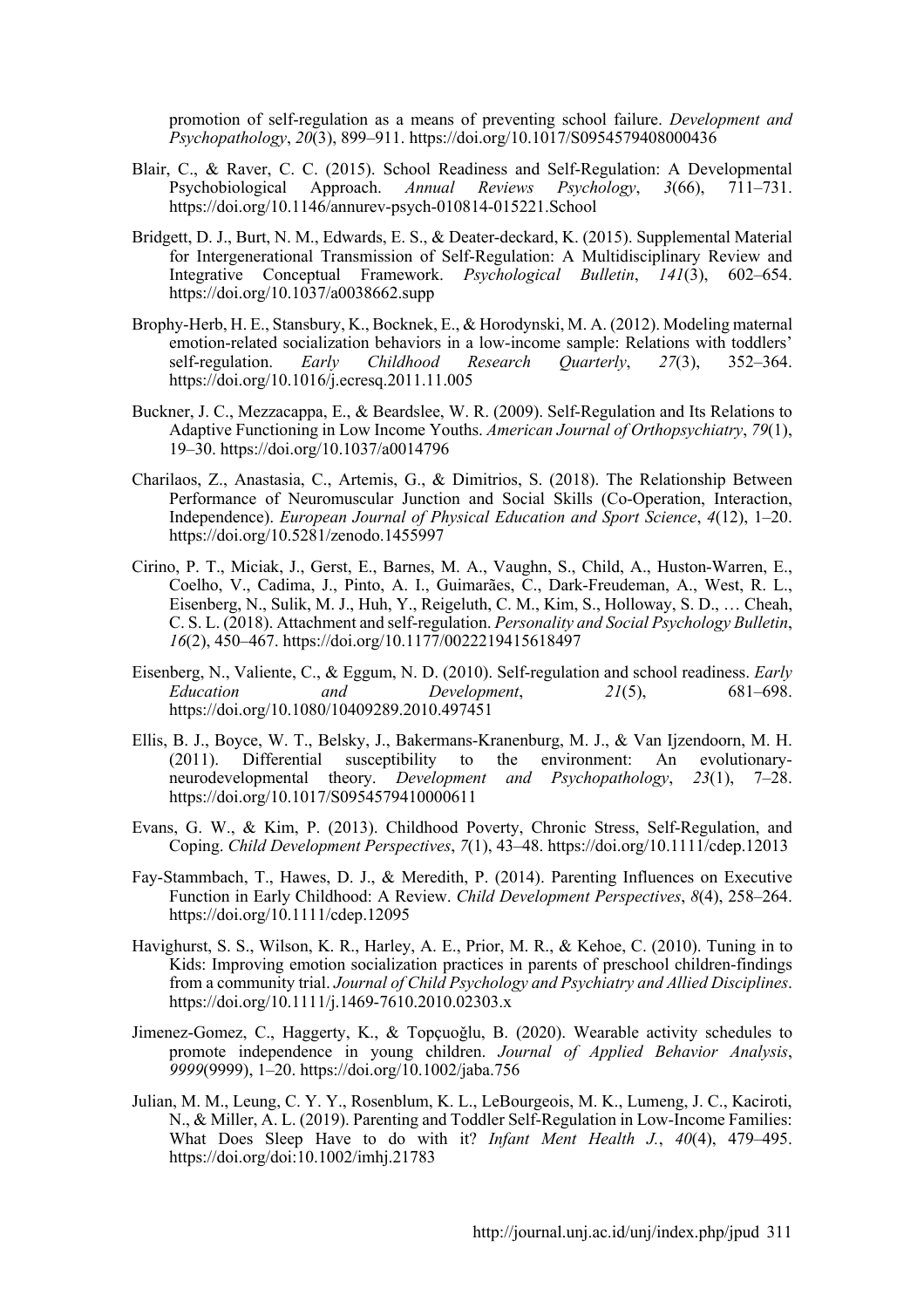promotion of self-regulation as a means of preventing school failure. *Development and Psychopathology*, *20*(3), 899–911. https://doi.org/10.1017/S0954579408000436

Blair, C., & Raver, C. C. (2015). School Readiness and Self-Regulation: A Developmental Psychobiological Approach. *Annual Reviews Psychology*, *3*(66), 711–731. https://doi.org/10.1146/annurev-psych-010814-015221.School

Bridgett, D. J., Burt, N. M., Edwards, E. S., & Deater-deckard, K. (2015). Supplemental Material for Intergenerational Transmission of Self-Regulation: A Multidisciplinary Review and Integrative Conceptual Framework. *Psychological Bulletin*, *141*(3), 602–654. https://doi.org/10.1037/a0038662.supp

Brophy-Herb, H. E., Stansbury, K., Bocknek, E., & Horodynski, M. A. (2012). Modeling maternal emotion-related socialization behaviors in a low-income sample: Relations with toddlers' self-regulation. *Early Childhood Research Quarterly*, *27*(3), 352–364. https://doi.org/10.1016/j.ecresq.2011.11.005

Buckner, J. C., Mezzacappa, E., & Beardslee, W. R. (2009). Self-Regulation and Its Relations to Adaptive Functioning in Low Income Youths. *American Journal of Orthopsychiatry*, *79*(1), 19–30. https://doi.org/10.1037/a0014796

Charilaos, Z., Anastasia, C., Artemis, G., & Dimitrios, S. (2018). The Relationship Between Performance of Neuromuscular Junction and Social Skills (Co-Operation, Interaction, Independence). *European Journal of Physical Education and Sport Science*, *4*(12), 1–20. https://doi.org/10.5281/zenodo.1455997

Cirino, P. T., Miciak, J., Gerst, E., Barnes, M. A., Vaughn, S., Child, A., Huston-Warren, E., Coelho, V., Cadima, J., Pinto, A. I., Guimarães, C., Dark-Freudeman, A., West, R. L., Eisenberg, N., Sulik, M. J., Huh, Y., Reigeluth, C. M., Kim, S., Holloway, S. D., … Cheah, C. S. L. (2018). Attachment and self-regulation. *Personality and Social Psychology Bulletin*, *16*(2), 450–467. https://doi.org/10.1177/0022219415618497

Eisenberg, N., Valiente, C., & Eggum, N. D. (2010). Self-regulation and school readiness. *Early Education and Development*, *21*(5), 681–698. https://doi.org/10.1080/10409289.2010.497451

Ellis, B. J., Boyce, W. T., Belsky, J., Bakermans-Kranenburg, M. J., & Van Ijzendoorn, M. H. (2011). Differential susceptibility to the environment: An evolutionary-neurodevelopmental theory. *Development and Psychopathology*, *23*(1), 7–28. https://doi.org/10.1017/S0954579410000611

Evans, G. W., & Kim, P. (2013). Childhood Poverty, Chronic Stress, Self-Regulation, and Coping. *Child Development Perspectives*, *7*(1), 43–48. https://doi.org/10.1111/cdep.12013

Fay-Stammbach, T., Hawes, D. J., & Meredith, P. (2014). Parenting Influences on Executive Function in Early Childhood: A Review. *Child Development Perspectives*, *8*(4), 258–264. https://doi.org/10.1111/cdep.12095

Havighurst, S. S., Wilson, K. R., Harley, A. E., Prior, M. R., & Kehoe, C. (2010). Tuning in to Kids: Improving emotion socialization practices in parents of preschool children-findings from a community trial. *Journal of Child Psychology and Psychiatry and Allied Disciplines*. https://doi.org/10.1111/j.1469-7610.2010.02303.x

Jimenez-Gomez, C., Haggerty, K., & Topçuoğlu, B. (2020). Wearable activity schedules to promote independence in young children. *Journal of Applied Behavior Analysis*, *9999*(9999), 1–20. https://doi.org/10.1002/jaba.756

Julian, M. M., Leung, C. Y. Y., Rosenblum, K. L., LeBourgeois, M. K., Lumeng, J. C., Kaciroti, N., & Miller, A. L. (2019). Parenting and Toddler Self-Regulation in Low-Income Families: What Does Sleep Have to do with it? *Infant Ment Health J.*, *40*(4), 479–495. https://doi.org/doi:10.1002/imhj.21783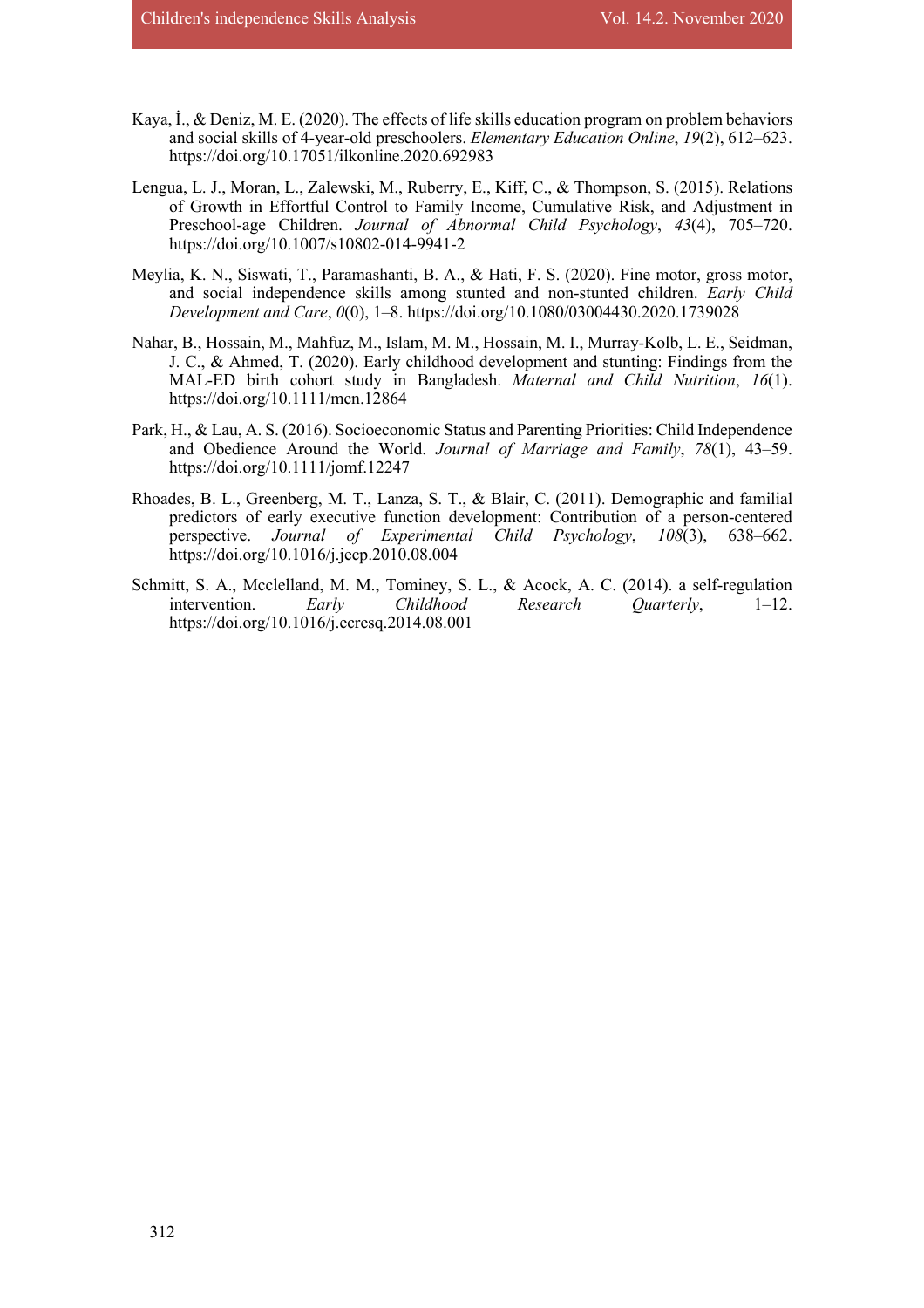Kaya, İ., & Deniz, M. E. (2020). The effects of life skills education program on problem behaviors and social skills of 4-year-old preschoolers. *Elementary Education Online*, *19*(2), 612–623. https://doi.org/10.17051/ilkonline.2020.692983

Lengua, L. J., Moran, L., Zalewski, M., Ruberry, E., Kiff, C., & Thompson, S. (2015). Relations of Growth in Effortful Control to Family Income, Cumulative Risk, and Adjustment in Preschool-age Children. *Journal of Abnormal Child Psychology*, *43*(4), 705–720. https://doi.org/10.1007/s10802-014-9941-2

Meylia, K. N., Siswati, T., Paramashanti, B. A., & Hati, F. S. (2020). Fine motor, gross motor, and social independence skills among stunted and non-stunted children. *Early Child Development and Care*, *0*(0), 1–8. https://doi.org/10.1080/03004430.2020.1739028

Nahar, B., Hossain, M., Mahfuz, M., Islam, M. M., Hossain, M. I., Murray-Kolb, L. E., Seidman, J. C., & Ahmed, T. (2020). Early childhood development and stunting: Findings from the MAL-ED birth cohort study in Bangladesh. *Maternal and Child Nutrition*, *16*(1). https://doi.org/10.1111/mcn.12864

Park, H., & Lau, A. S. (2016). Socioeconomic Status and Parenting Priorities: Child Independence and Obedience Around the World. *Journal of Marriage and Family*, *78*(1), 43–59. https://doi.org/10.1111/jomf.12247

Rhoades, B. L., Greenberg, M. T., Lanza, S. T., & Blair, C. (2011). Demographic and familial predictors of early executive function development: Contribution of a person-centered perspective. *Journal of Experimental Child Psychology*, *108*(3), 638–662. https://doi.org/10.1016/j.jecp.2010.08.004

Schmitt, S. A., Mcclelland, M. M., Tominey, S. L., & Acock, A. C. (2014). a self-regulation intervention. *Early Childhood Research Quarterly*, 1–12. https://doi.org/10.1016/j.ecresq.2014.08.001